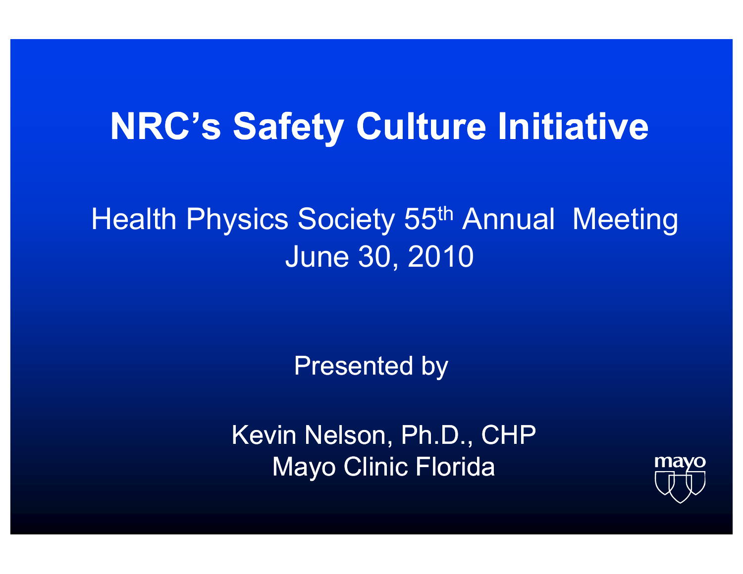# NRC's Safety Culture Initiative

Health Physics Society 55th Annual Meeting
June 30, 2010

Presented by

Kevin Nelson, Ph.D., CHP
Mayo Clinic Florida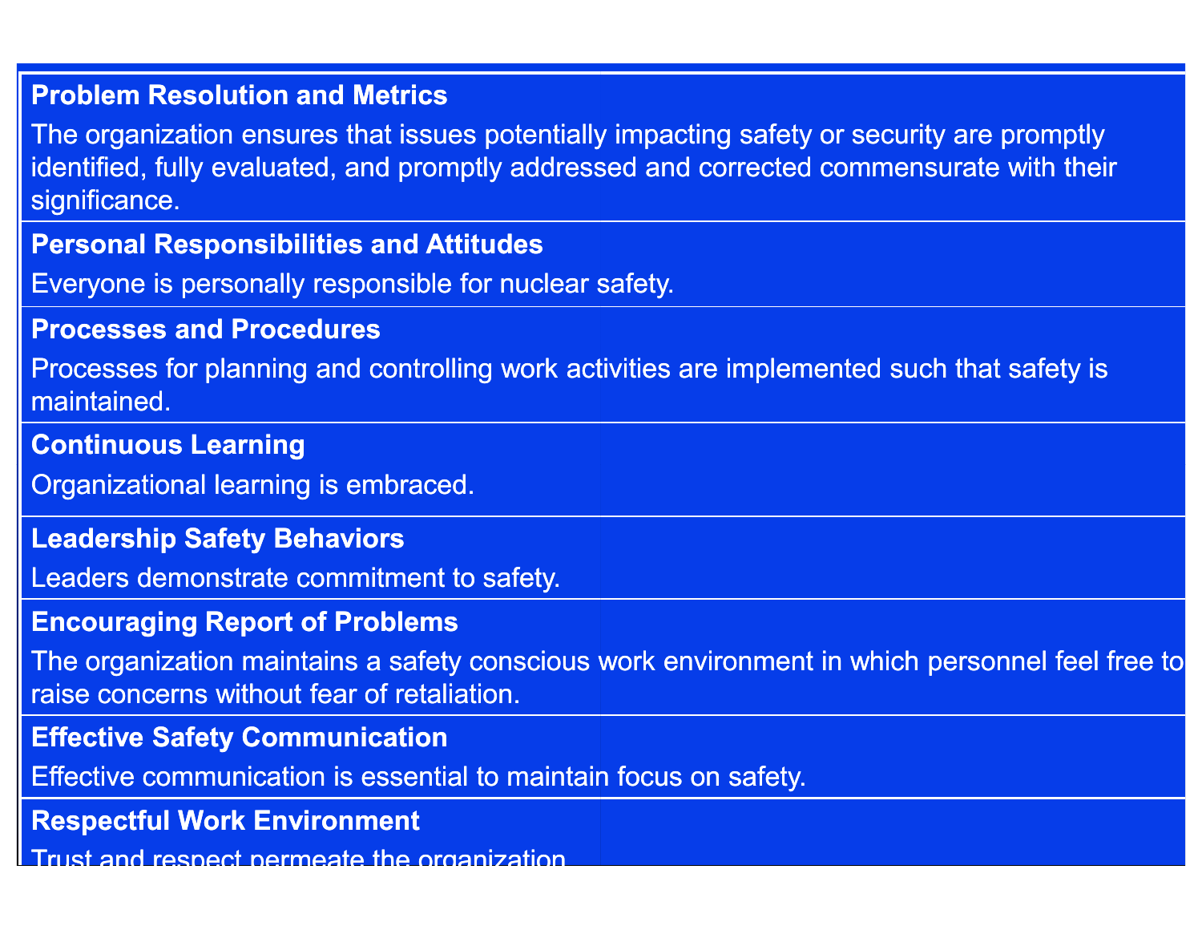| | |
|---|---|
| **Problem Resolution and Metrics** | The organization ensures that issues potentially impacting safety or security are promptly identified, fully evaluated, and promptly addressed and corrected commensurate with their significance. |
| **Personal Responsibilities and Attitudes** | Everyone is personally responsible for nuclear safety. |
| **Processes and Procedures** | Processes for planning and controlling work activities are implemented such that safety is maintained. |
| **Continuous Learning** | Organizational learning is embraced. |
| **Leadership Safety Behaviors** | Leaders demonstrate commitment to safety. |
| **Encouraging Report of Problems** | The organization maintains a safety conscious work environment in which personnel feel free to raise concerns without fear of retaliation. |
| **Effective Safety Communication** | Effective communication is essential to maintain focus on safety. |
| **Respectful Work Environment** | Trust and respect permeate the organization. |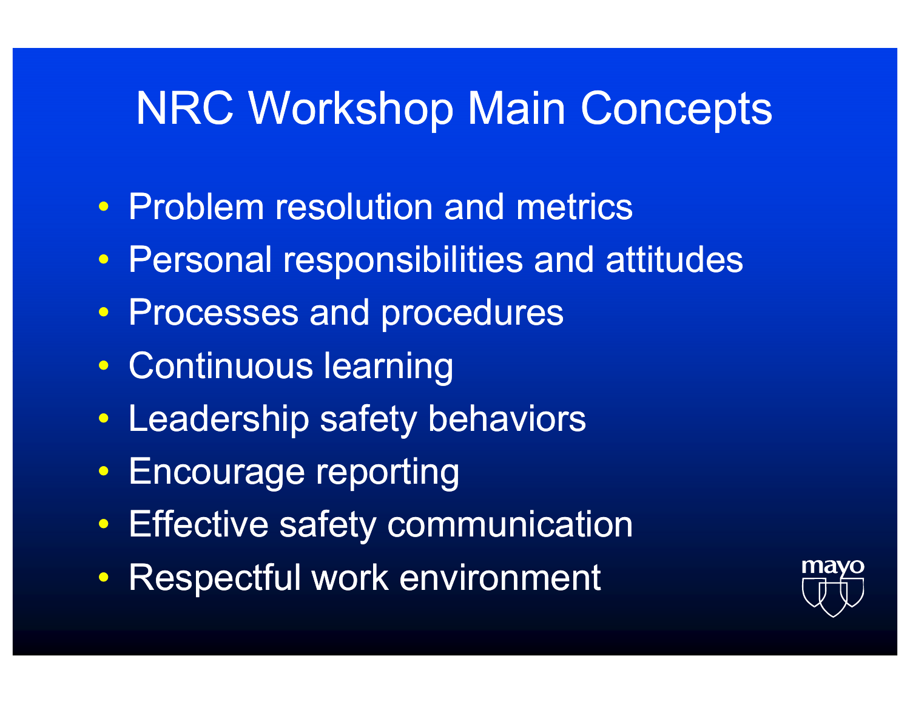# NRC Workshop Main Concepts

- Problem resolution and metrics
- Personal responsibilities and attitudes
- Processes and procedures
- Continuous learning
- Leadership safety behaviors
- Encourage reporting
- Effective safety communication
- Respectful work environment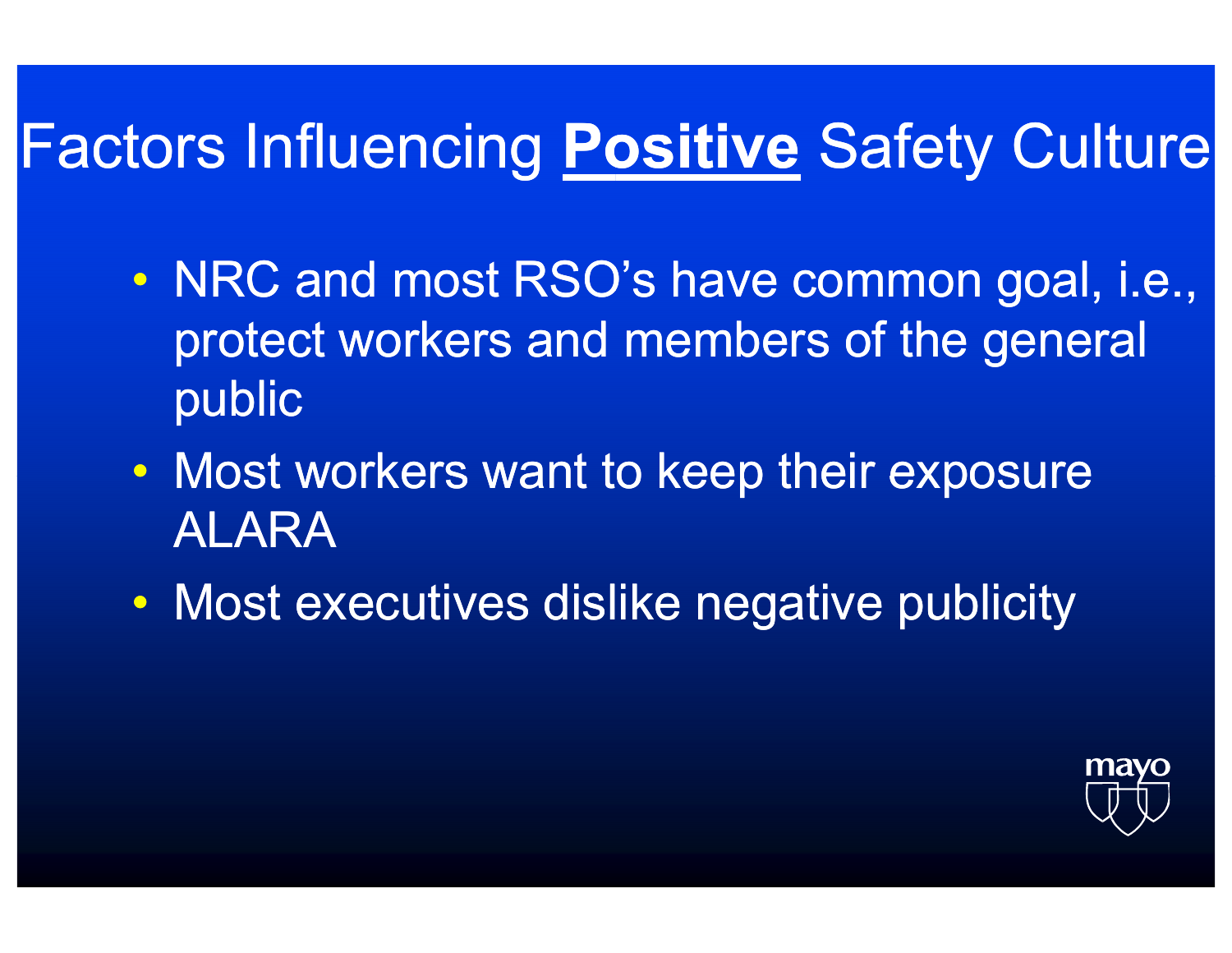# Factors Influencing **Positive** Safety Culture

- NRC and most RSO's have common goal, i.e., protect workers and members of the general public
- Most workers want to keep their exposure ALARA
- Most executives dislike negative publicity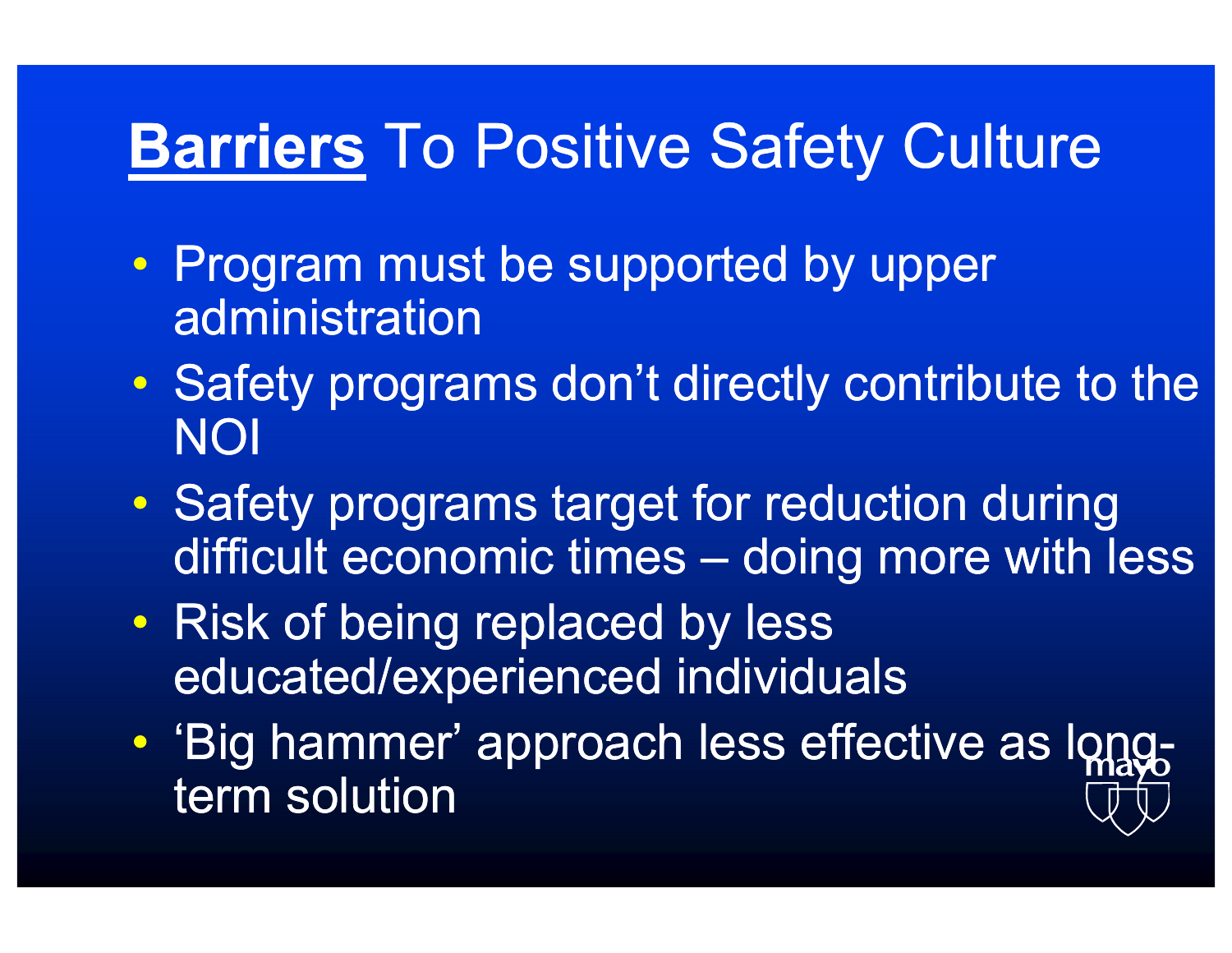# **Barriers** To Positive Safety Culture

- Program must be supported by upper administration
- Safety programs don't directly contribute to the NOI
- Safety programs target for reduction during difficult economic times – doing more with less
- Risk of being replaced by less educated/experienced individuals
- 'Big hammer' approach less effective as long-term solution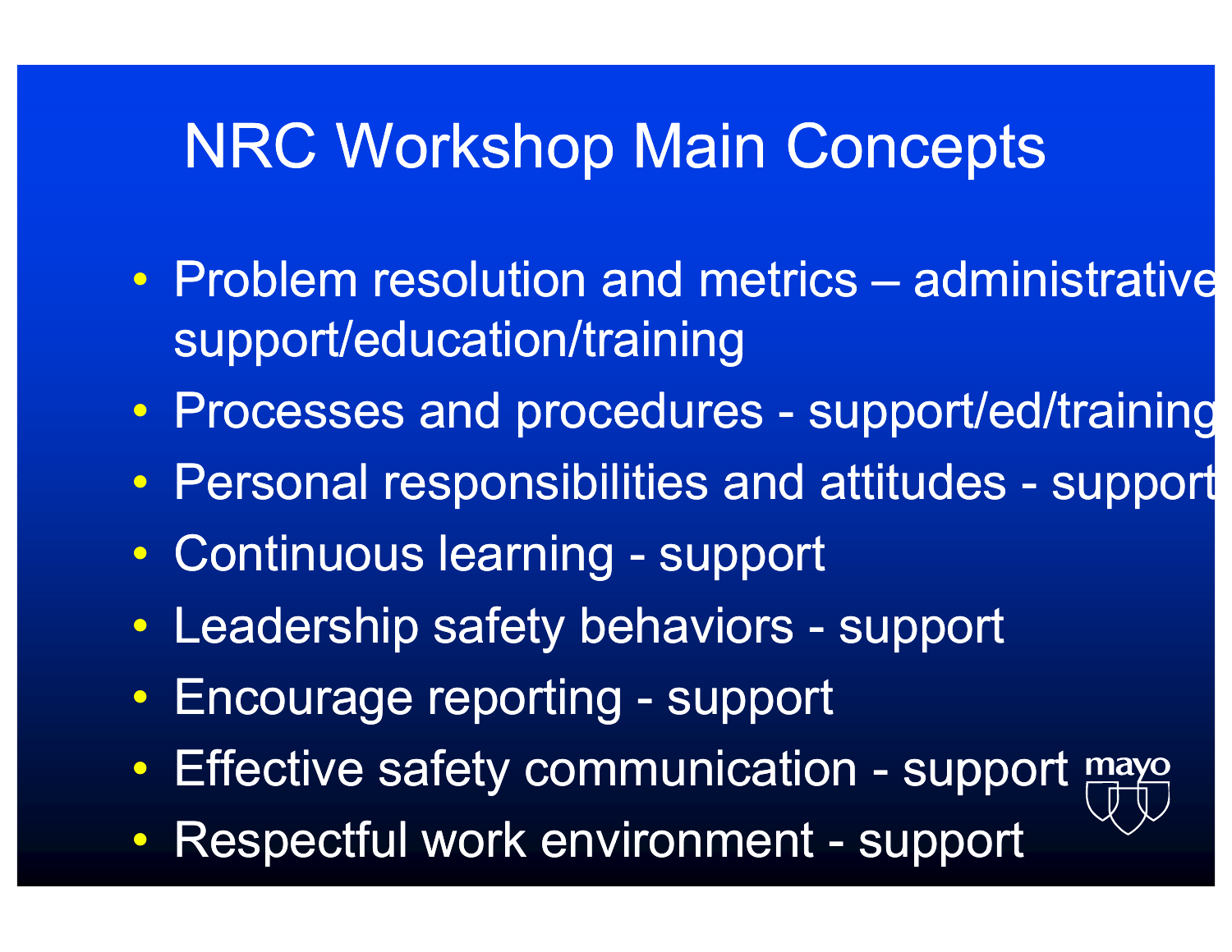# NRC Workshop Main Concepts

- Problem resolution and metrics – administrative support/education/training
- Processes and procedures - support/ed/training
- Personal responsibilities and attitudes - support
- Continuous learning - support
- Leadership safety behaviors - support
- Encourage reporting - support
- Effective safety communication - support
- Respectful work environment - support